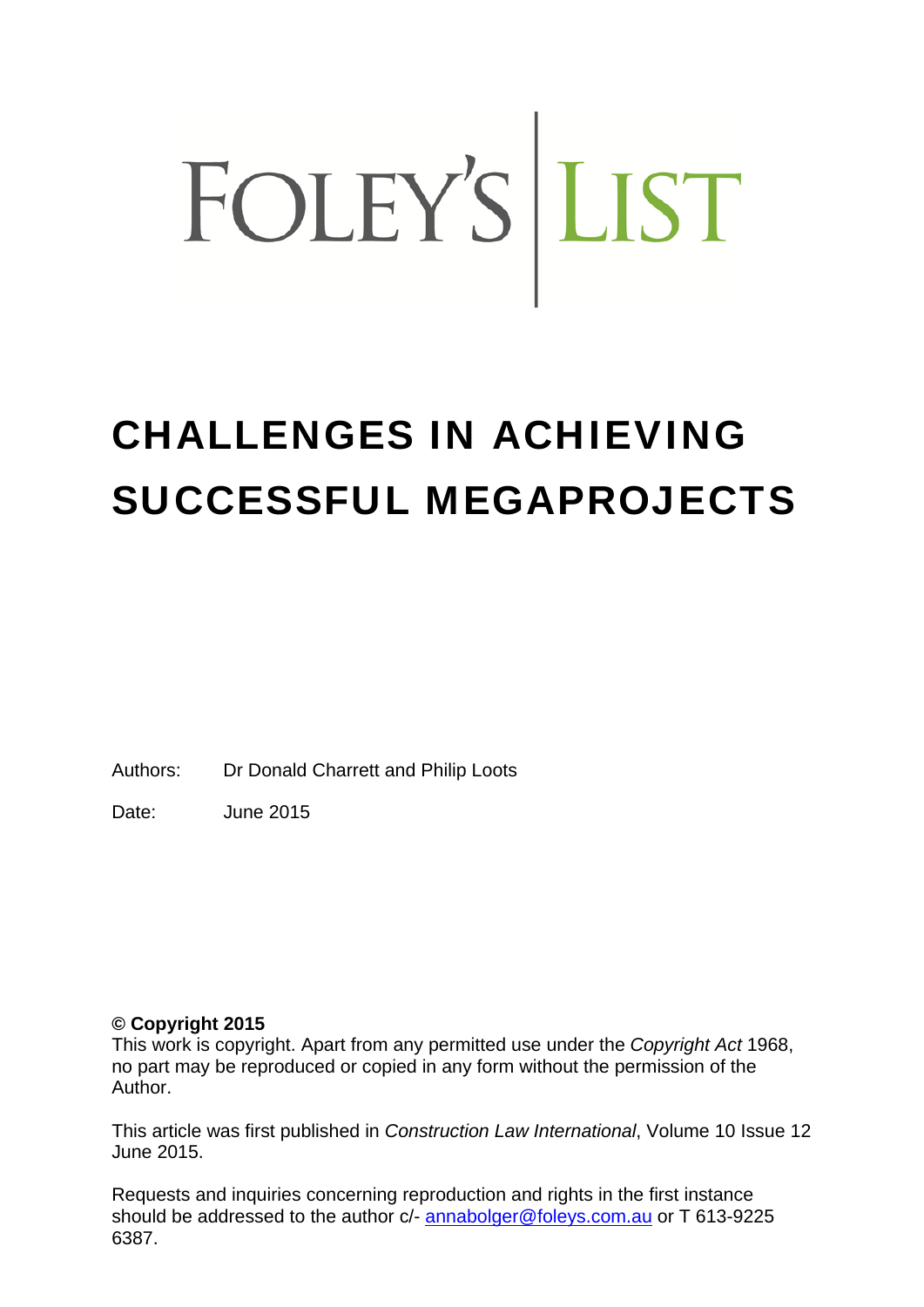FOLEY'S | LIST

# CHALLENGES IN ACHIEVING SUCCESSFUL MEGAPROJECTS

Authors: Dr Donald Charrett and Philip Loots

Date: June 2015

**© Copyright 2015**
This work is copyright. Apart from any permitted use under the *Copyright Act* 1968, no part may be reproduced or copied in any form without the permission of the Author.

This article was first published in *Construction Law International*, Volume 10 Issue 12 June 2015.

Requests and inquiries concerning reproduction and rights in the first instance should be addressed to the author c/- annabolger@foleys.com.au or T 613-9225 6387.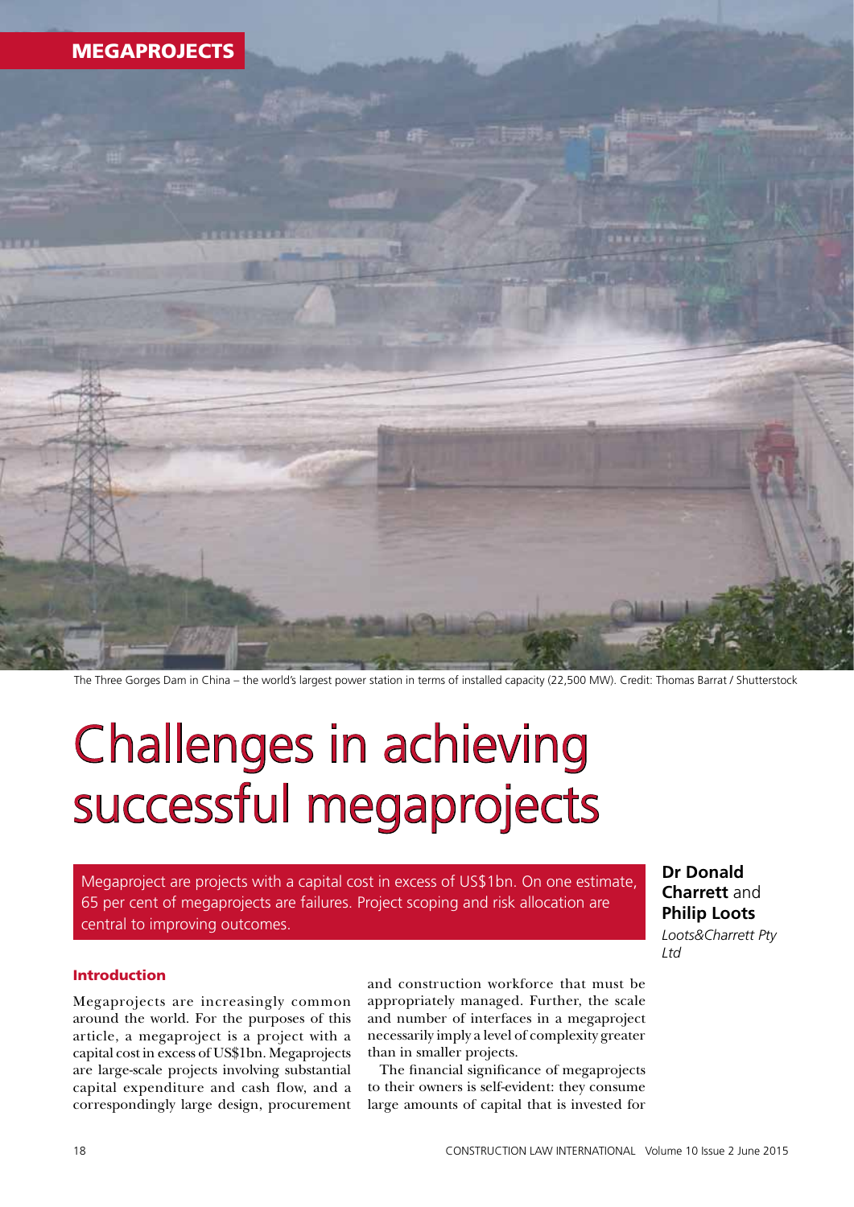The Three Gorges Dam in China – the world's largest power station in terms of installed capacity (22,500 MW). Credit: Thomas Barrat / Shutterstock

# Challenges in achieving successful megaprojects

Megaproject are projects with a capital cost in excess of US$1bn. On one estimate, 65 per cent of megaprojects are failures. Project scoping and risk allocation are central to improving outcomes.

**Dr Donald Charrett** and **Philip Loots**
*Loots&Charrett Pty Ltd*

## Introduction

Megaprojects are increasingly common around the world. For the purposes of this article, a megaproject is a project with a capital cost in excess of US$1bn. Megaprojects are large-scale projects involving substantial capital expenditure and cash flow, and a correspondingly large design, procurement and construction workforce that must be appropriately managed. Further, the scale and number of interfaces in a megaproject necessarily imply a level of complexity greater than in smaller projects.

The financial significance of megaprojects to their owners is self-evident: they consume large amounts of capital that is invested for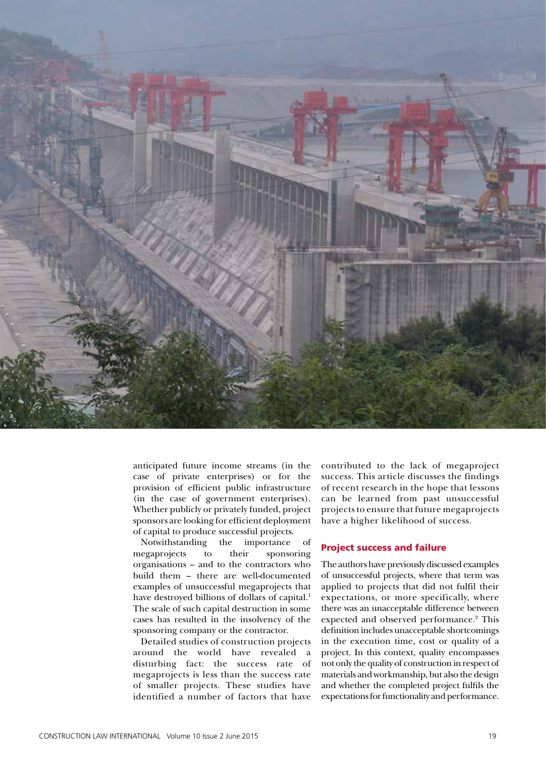anticipated future income streams (in the case of private enterprises) or for the provision of efficient public infrastructure (in the case of government enterprises). Whether publicly or privately funded, project sponsors are looking for efficient deployment of capital to produce successful projects.

Notwithstanding the importance of megaprojects to their sponsoring organisations – and to the contractors who build them – there are well-documented examples of unsuccessful megaprojects that have destroyed billions of dollars of capital.[1] The scale of such capital destruction in some cases has resulted in the insolvency of the sponsoring company or the contractor.

Detailed studies of construction projects around the world have revealed a disturbing fact: the success rate of megaprojects is less than the success rate of smaller projects. These studies have identified a number of factors that have contributed to the lack of megaproject success. This article discusses the findings of recent research in the hope that lessons can be learned from past unsuccessful projects to ensure that future megaprojects have a higher likelihood of success.

## Project success and failure

The authors have previously discussed examples of unsuccessful projects, where that term was applied to projects that did not fulfil their expectations, or more specifically, where there was an unacceptable difference between expected and observed performance.[2] This definition includes unacceptable shortcomings in the execution time, cost or quality of a project. In this context, quality encompasses not only the quality of construction in respect of materials and workmanship, but also the design and whether the completed project fulfils the expectations for functionality and performance.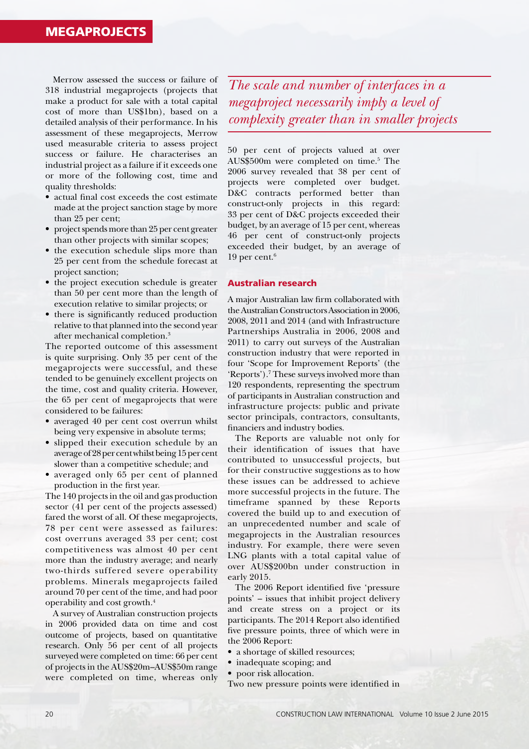Merrow assessed the success or failure of 318 industrial megaprojects (projects that make a product for sale with a total capital cost of more than US$1bn), based on a detailed analysis of their performance. In his assessment of these megaprojects, Merrow used measurable criteria to assess project success or failure. He characterises an industrial project as a failure if it exceeds one or more of the following cost, time and quality thresholds:

- actual final cost exceeds the cost estimate made at the project sanction stage by more than 25 per cent;
- project spends more than 25 per cent greater than other projects with similar scopes;
- the execution schedule slips more than 25 per cent from the schedule forecast at project sanction;
- the project execution schedule is greater than 50 per cent more than the length of execution relative to similar projects; or
- there is significantly reduced production relative to that planned into the second year after mechanical completion.[3]

The reported outcome of this assessment is quite surprising. Only 35 per cent of the megaprojects were successful, and these tended to be genuinely excellent projects on the time, cost and quality criteria. However, the 65 per cent of megaprojects that were considered to be failures:

- averaged 40 per cent cost overrun whilst being very expensive in absolute terms;
- slipped their execution schedule by an average of 28 per cent whilst being 15 per cent slower than a competitive schedule; and
- averaged only 65 per cent of planned production in the first year.

The 140 projects in the oil and gas production sector (41 per cent of the projects assessed) fared the worst of all. Of these megaprojects, 78 per cent were assessed as failures: cost overruns averaged 33 per cent; cost competitiveness was almost 40 per cent more than the industry average; and nearly two-thirds suffered severe operability problems. Minerals megaprojects failed around 70 per cent of the time, and had poor operability and cost growth.[4]

A survey of Australian construction projects in 2006 provided data on time and cost outcome of projects, based on quantitative research. Only 56 per cent of all projects surveyed were completed on time: 66 per cent of projects in the AUS$20m–AUS$50m range were completed on time, whereas only 50 per cent of projects valued at over AUS$500m were completed on time.[5] The 2006 survey revealed that 38 per cent of projects were completed over budget. D&C contracts performed better than construct-only projects in this regard: 33 per cent of D&C projects exceeded their budget, by an average of 15 per cent, whereas 46 per cent of construct-only projects exceeded their budget, by an average of 19 per cent.[6]

*The scale and number of interfaces in a megaproject necessarily imply a level of complexity greater than in smaller projects*

## Australian research

A major Australian law firm collaborated with the Australian Constructors Association in 2006, 2008, 2011 and 2014 (and with Infrastructure Partnerships Australia in 2006, 2008 and 2011) to carry out surveys of the Australian construction industry that were reported in four 'Scope for Improvement Reports' (the 'Reports').[7] These surveys involved more than 120 respondents, representing the spectrum of participants in Australian construction and infrastructure projects: public and private sector principals, contractors, consultants, financiers and industry bodies.

The Reports are valuable not only for their identification of issues that have contributed to unsuccessful projects, but for their constructive suggestions as to how these issues can be addressed to achieve more successful projects in the future. The timeframe spanned by these Reports covered the build up to and execution of an unprecedented number and scale of megaprojects in the Australian resources industry. For example, there were seven LNG plants with a total capital value of over AUS$200bn under construction in early 2015.

The 2006 Report identified five 'pressure points' – issues that inhibit project delivery and create stress on a project or its participants. The 2014 Report also identified five pressure points, three of which were in the 2006 Report:

- a shortage of skilled resources;
- inadequate scoping; and
- poor risk allocation.

Two new pressure points were identified in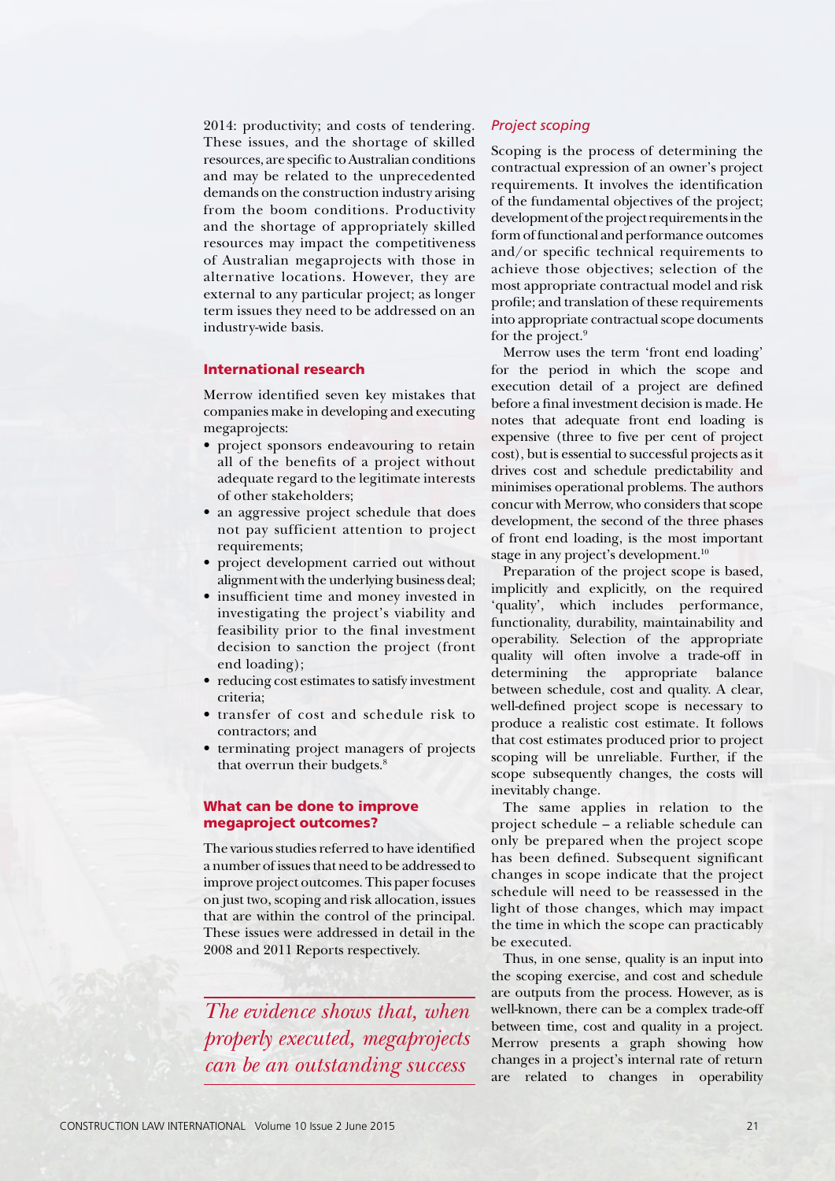2014: productivity; and costs of tendering. These issues, and the shortage of skilled resources, are specific to Australian conditions and may be related to the unprecedented demands on the construction industry arising from the boom conditions. Productivity and the shortage of appropriately skilled resources may impact the competitiveness of Australian megaprojects with those in alternative locations. However, they are external to any particular project; as longer term issues they need to be addressed on an industry-wide basis.

## International research

Merrow identified seven key mistakes that companies make in developing and executing megaprojects:

- project sponsors endeavouring to retain all of the benefits of a project without adequate regard to the legitimate interests of other stakeholders;
- an aggressive project schedule that does not pay sufficient attention to project requirements;
- project development carried out without alignment with the underlying business deal;
- insufficient time and money invested in investigating the project's viability and feasibility prior to the final investment decision to sanction the project (front end loading);
- reducing cost estimates to satisfy investment criteria;
- transfer of cost and schedule risk to contractors; and
- terminating project managers of projects that overrun their budgets.[8]

## What can be done to improve megaproject outcomes?

The various studies referred to have identified a number of issues that need to be addressed to improve project outcomes. This paper focuses on just two, scoping and risk allocation, issues that are within the control of the principal. These issues were addressed in detail in the 2008 and 2011 Reports respectively.

> *The evidence shows that, when properly executed, megaprojects can be an outstanding success*

### *Project scoping*

Scoping is the process of determining the contractual expression of an owner's project requirements. It involves the identification of the fundamental objectives of the project; development of the project requirements in the form of functional and performance outcomes and/or specific technical requirements to achieve those objectives; selection of the most appropriate contractual model and risk profile; and translation of these requirements into appropriate contractual scope documents for the project.[9]

Merrow uses the term 'front end loading' for the period in which the scope and execution detail of a project are defined before a final investment decision is made. He notes that adequate front end loading is expensive (three to five per cent of project cost), but is essential to successful projects as it drives cost and schedule predictability and minimises operational problems. The authors concur with Merrow, who considers that scope development, the second of the three phases of front end loading, is the most important stage in any project's development.[10]

Preparation of the project scope is based, implicitly and explicitly, on the required 'quality', which includes performance, functionality, durability, maintainability and operability. Selection of the appropriate quality will often involve a trade-off in determining the appropriate balance between schedule, cost and quality. A clear, well-defined project scope is necessary to produce a realistic cost estimate. It follows that cost estimates produced prior to project scoping will be unreliable. Further, if the scope subsequently changes, the costs will inevitably change.

The same applies in relation to the project schedule – a reliable schedule can only be prepared when the project scope has been defined. Subsequent significant changes in scope indicate that the project schedule will need to be reassessed in the light of those changes, which may impact the time in which the scope can practicably be executed.

Thus, in one sense, quality is an input into the scoping exercise, and cost and schedule are outputs from the process. However, as is well-known, there can be a complex trade-off between time, cost and quality in a project. Merrow presents a graph showing how changes in a project's internal rate of return are related to changes in operability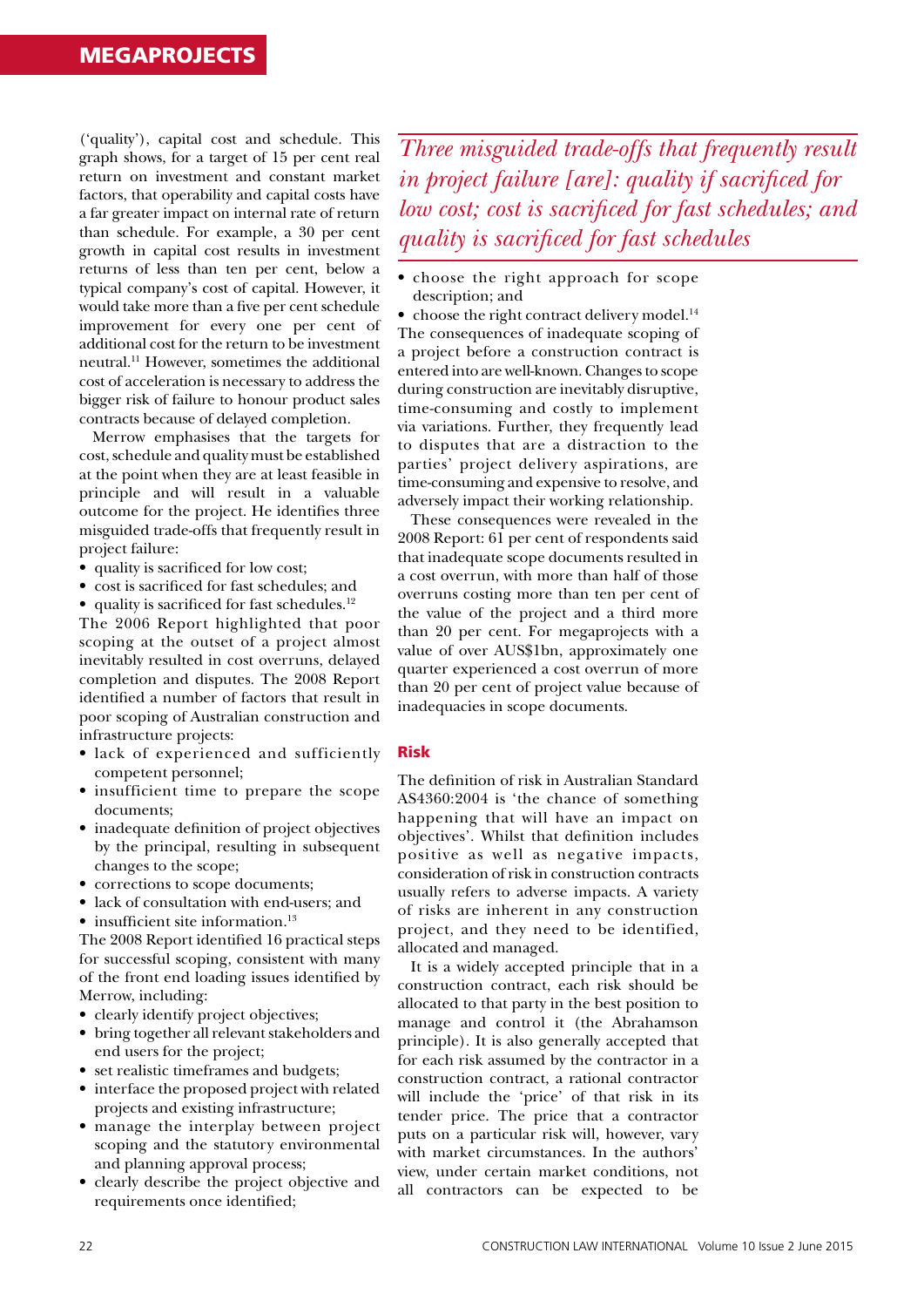('quality'), capital cost and schedule. This graph shows, for a target of 15 per cent real return on investment and constant market factors, that operability and capital costs have a far greater impact on internal rate of return than schedule. For example, a 30 per cent growth in capital cost results in investment returns of less than ten per cent, below a typical company's cost of capital. However, it would take more than a five per cent schedule improvement for every one per cent of additional cost for the return to be investment neutral.[11] However, sometimes the additional cost of acceleration is necessary to address the bigger risk of failure to honour product sales contracts because of delayed completion.

Merrow emphasises that the targets for cost, schedule and quality must be established at the point when they are at least feasible in principle and will result in a valuable outcome for the project. He identifies three misguided trade-offs that frequently result in project failure:

- quality is sacrificed for low cost;
- cost is sacrificed for fast schedules; and
- quality is sacrificed for fast schedules.[12]

The 2006 Report highlighted that poor scoping at the outset of a project almost inevitably resulted in cost overruns, delayed completion and disputes. The 2008 Report identified a number of factors that result in poor scoping of Australian construction and infrastructure projects:

- lack of experienced and sufficiently competent personnel;
- insufficient time to prepare the scope documents;
- inadequate definition of project objectives by the principal, resulting in subsequent changes to the scope;
- corrections to scope documents;
- lack of consultation with end-users; and
- insufficient site information.[13]

The 2008 Report identified 16 practical steps for successful scoping, consistent with many of the front end loading issues identified by Merrow, including:

- clearly identify project objectives;
- bring together all relevant stakeholders and end users for the project;
- set realistic timeframes and budgets;
- interface the proposed project with related projects and existing infrastructure;
- manage the interplay between project scoping and the statutory environmental and planning approval process;
- clearly describe the project objective and requirements once identified;

> *Three misguided trade-offs that frequently result in project failure [are]: quality if sacrificed for low cost; cost is sacrificed for fast schedules; and quality is sacrificed for fast schedules*

- choose the right approach for scope description; and
- choose the right contract delivery model.[14]

The consequences of inadequate scoping of a project before a construction contract is entered into are well-known. Changes to scope during construction are inevitably disruptive, time-consuming and costly to implement via variations. Further, they frequently lead to disputes that are a distraction to the parties' project delivery aspirations, are time-consuming and expensive to resolve, and adversely impact their working relationship.

These consequences were revealed in the 2008 Report: 61 per cent of respondents said that inadequate scope documents resulted in a cost overrun, with more than half of those overruns costing more than ten per cent of the value of the project and a third more than 20 per cent. For megaprojects with a value of over AUS$1bn, approximately one quarter experienced a cost overrun of more than 20 per cent of project value because of inadequacies in scope documents.

## Risk

The definition of risk in Australian Standard AS4360:2004 is 'the chance of something happening that will have an impact on objectives'. Whilst that definition includes positive as well as negative impacts, consideration of risk in construction contracts usually refers to adverse impacts. A variety of risks are inherent in any construction project, and they need to be identified, allocated and managed.

It is a widely accepted principle that in a construction contract, each risk should be allocated to that party in the best position to manage and control it (the Abrahamson principle). It is also generally accepted that for each risk assumed by the contractor in a construction contract, a rational contractor will include the 'price' of that risk in its tender price. The price that a contractor puts on a particular risk will, however, vary with market circumstances. In the authors' view, under certain market conditions, not all contractors can be expected to be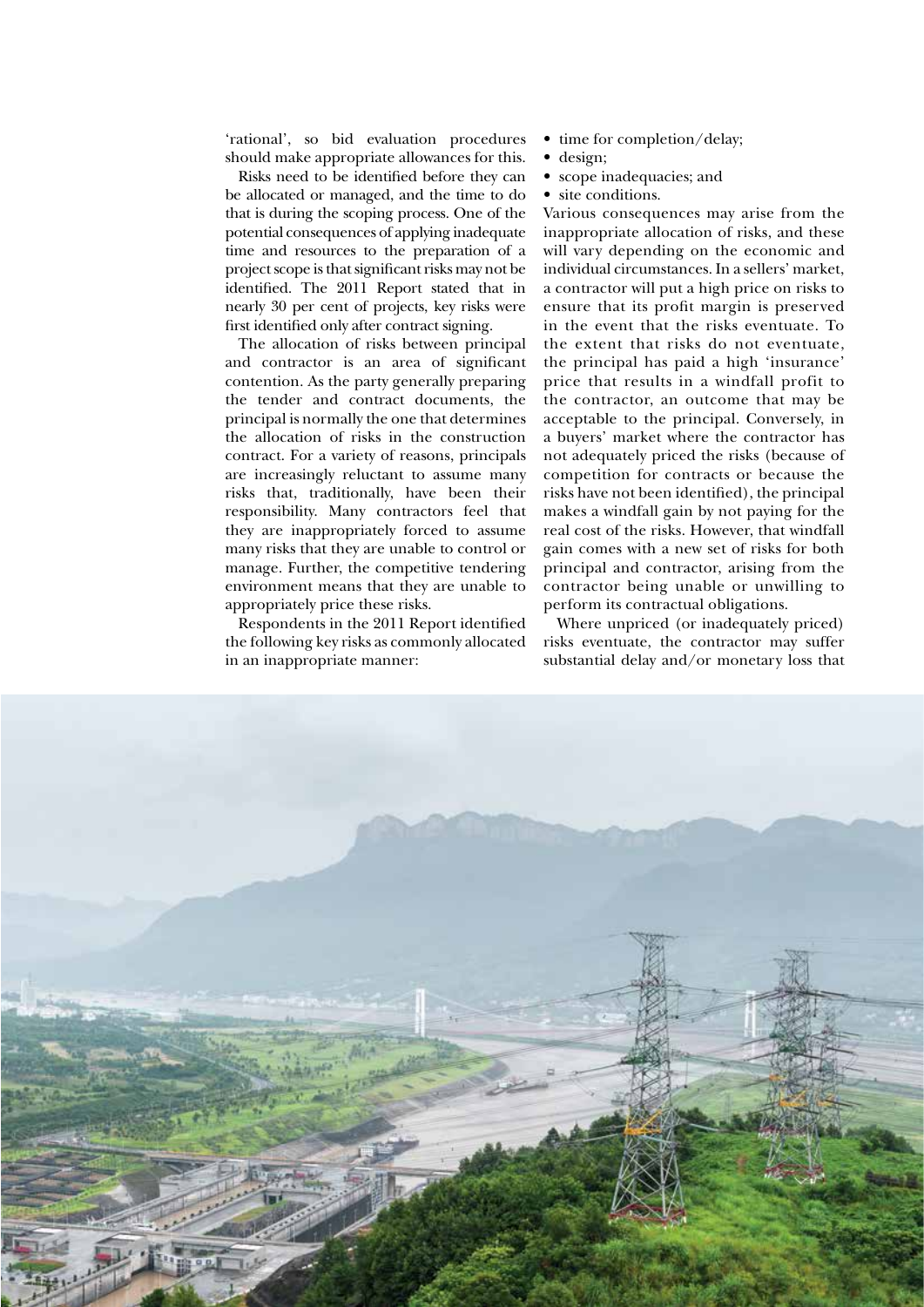'rational', so bid evaluation procedures should make appropriate allowances for this.

Risks need to be identified before they can be allocated or managed, and the time to do that is during the scoping process. One of the potential consequences of applying inadequate time and resources to the preparation of a project scope is that significant risks may not be identified. The 2011 Report stated that in nearly 30 per cent of projects, key risks were first identified only after contract signing.

The allocation of risks between principal and contractor is an area of significant contention. As the party generally preparing the tender and contract documents, the principal is normally the one that determines the allocation of risks in the construction contract. For a variety of reasons, principals are increasingly reluctant to assume many risks that, traditionally, have been their responsibility. Many contractors feel that they are inappropriately forced to assume many risks that they are unable to control or manage. Further, the competitive tendering environment means that they are unable to appropriately price these risks.

Respondents in the 2011 Report identified the following key risks as commonly allocated in an inappropriate manner:

- time for completion/delay;
- design;
- scope inadequacies; and
- site conditions.

Various consequences may arise from the inappropriate allocation of risks, and these will vary depending on the economic and individual circumstances. In a sellers' market, a contractor will put a high price on risks to ensure that its profit margin is preserved in the event that the risks eventuate. To the extent that risks do not eventuate, the principal has paid a high 'insurance' price that results in a windfall profit to the contractor, an outcome that may be acceptable to the principal. Conversely, in a buyers' market where the contractor has not adequately priced the risks (because of competition for contracts or because the risks have not been identified), the principal makes a windfall gain by not paying for the real cost of the risks. However, that windfall gain comes with a new set of risks for both principal and contractor, arising from the contractor being unable or unwilling to perform its contractual obligations.

Where unpriced (or inadequately priced) risks eventuate, the contractor may suffer substantial delay and/or monetary loss that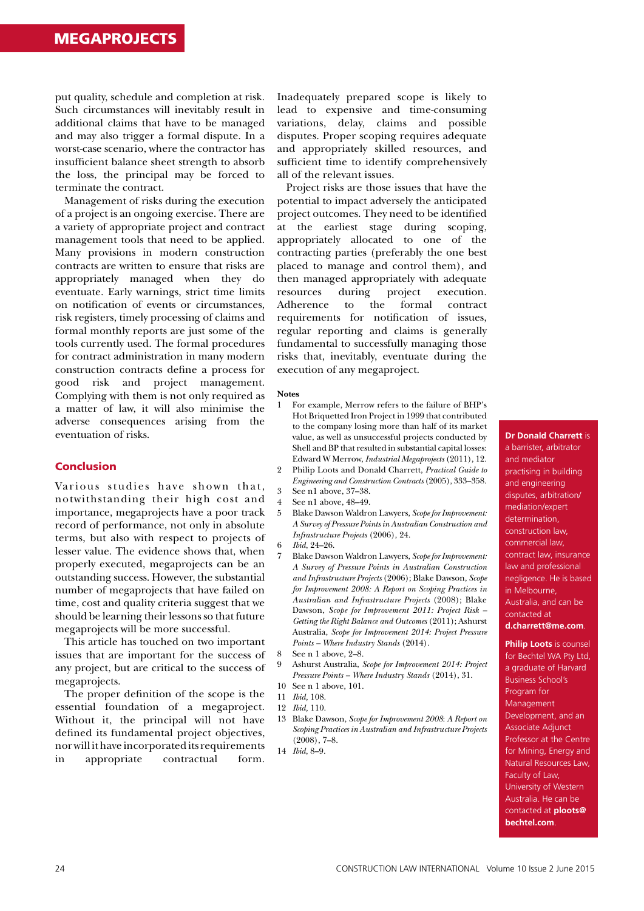put quality, schedule and completion at risk. Such circumstances will inevitably result in additional claims that have to be managed and may also trigger a formal dispute. In a worst-case scenario, where the contractor has insufficient balance sheet strength to absorb the loss, the principal may be forced to terminate the contract.

Management of risks during the execution of a project is an ongoing exercise. There are a variety of appropriate project and contract management tools that need to be applied. Many provisions in modern construction contracts are written to ensure that risks are appropriately managed when they do eventuate. Early warnings, strict time limits on notification of events or circumstances, risk registers, timely processing of claims and formal monthly reports are just some of the tools currently used. The formal procedures for contract administration in many modern construction contracts define a process for good risk and project management. Complying with them is not only required as a matter of law, it will also minimise the adverse consequences arising from the eventuation of risks.

## Conclusion

Various studies have shown that, notwithstanding their high cost and importance, megaprojects have a poor track record of performance, not only in absolute terms, but also with respect to projects of lesser value. The evidence shows that, when properly executed, megaprojects can be an outstanding success. However, the substantial number of megaprojects that have failed on time, cost and quality criteria suggest that we should be learning their lessons so that future megaprojects will be more successful.

This article has touched on two important issues that are important for the success of any project, but are critical to the success of megaprojects.

The proper definition of the scope is the essential foundation of a megaproject. Without it, the principal will not have defined its fundamental project objectives, nor will it have incorporated its requirements in appropriate contractual form. Inadequately prepared scope is likely to lead to expensive and time-consuming variations, delay, claims and possible disputes. Proper scoping requires adequate and appropriately skilled resources, and sufficient time to identify comprehensively all of the relevant issues.

Project risks are those issues that have the potential to impact adversely the anticipated project outcomes. They need to be identified at the earliest stage during scoping, appropriately allocated to one of the contracting parties (preferably the one best placed to manage and control them), and then managed appropriately with adequate resources during project execution. Adherence to the formal contract requirements for notification of issues, regular reporting and claims is generally fundamental to successfully managing those risks that, inevitably, eventuate during the execution of any megaproject.

### Notes

1. For example, Merrow refers to the failure of BHP's Hot Briquetted Iron Project in 1999 that contributed to the company losing more than half of its market value, as well as unsuccessful projects conducted by Shell and BP that resulted in substantial capital losses: Edward W Merrow, *Industrial Megaprojects* (2011), 12.
2. Philip Loots and Donald Charrett, *Practical Guide to Engineering and Construction Contracts* (2005), 333–358.
3. See n1 above, 37–38.
4. See n1 above, 48–49.
5. Blake Dawson Waldron Lawyers, *Scope for Improvement: A Survey of Pressure Points in Australian Construction and Infrastructure Projects* (2006), 24.
6. *Ibid*, 24–26.
7. Blake Dawson Waldron Lawyers, *Scope for Improvement: A Survey of Pressure Points in Australian Construction and Infrastructure Projects* (2006); Blake Dawson, *Scope for Improvement 2008: A Report on Scoping Practices in Australian and Infrastructure Projects* (2008); Blake Dawson, *Scope for Improvement 2011: Project Risk – Getting the Right Balance and Outcomes* (2011); Ashurst Australia, *Scope for Improvement 2014: Project Pressure Points – Where Industry Stands* (2014).
8. See n 1 above, 2–8.
9. Ashurst Australia, *Scope for Improvement 2014: Project Pressure Points – Where Industry Stands* (2014), 31.
10. See n 1 above, 101.
11. *Ibid*, 108.
12. *Ibid*, 110.
13. Blake Dawson, *Scope for Improvement 2008: A Report on Scoping Practices in Australian and Infrastructure Projects* (2008), 7–8.
14. *Ibid*, 8–9.

**Dr Donald Charrett** is a barrister, arbitrator and mediator practising in building and engineering disputes, arbitration/mediation/expert determination, construction law, commercial law, contract law, insurance law and professional negligence. He is based in Melbourne, Australia, and can be contacted at **d.charrett@me.com**.

**Philip Loots** is counsel for Bechtel WA Pty Ltd, a graduate of Harvard Business School's Program for Management Development, and an Associate Adjunct Professor at the Centre for Mining, Energy and Natural Resources Law, Faculty of Law, University of Western Australia. He can be contacted at **ploots@bechtel.com**.